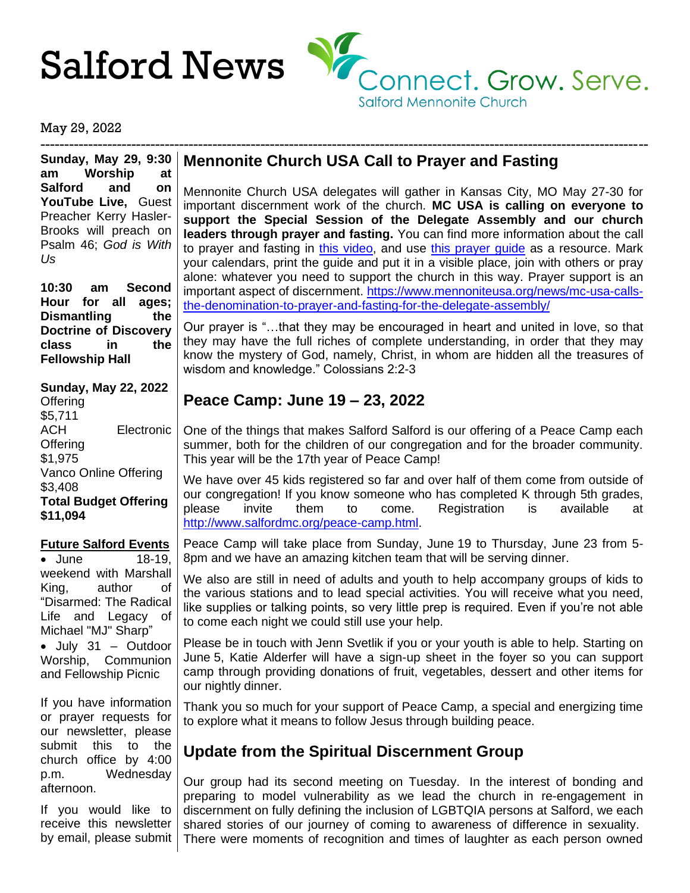# Salford News

Connect. Grow. Serve.
Salford Mennonite Church

May 29, 2022

**Sunday, May 29, 9:30 am Worship at Salford and on YouTube Live,** Guest Preacher Kerry Hasler-Brooks will preach on Psalm 46; *God is With Us*

**10:30 am Second Hour for all ages; Dismantling the Doctrine of Discovery class in the Fellowship Hall**

**Sunday, May 22, 2022**
Offering
$5,711
ACH Electronic Offering
$1,975
Vanco Online Offering
$3,408
**Total Budget Offering**
**$11,094**

**Future Salford Events**

- June 18-19, weekend with Marshall King, author of "Disarmed: The Radical Life and Legacy of Michael "MJ" Sharp"
- July 31 – Outdoor Worship, Communion and Fellowship Picnic

If you have information or prayer requests for our newsletter, please submit this to the church office by 4:00 p.m. Wednesday afternoon.

If you would like to receive this newsletter by email, please submit

## Mennonite Church USA Call to Prayer and Fasting

Mennonite Church USA delegates will gather in Kansas City, MO May 27-30 for important discernment work of the church. **MC USA is calling on everyone to support the Special Session of the Delegate Assembly and our church leaders through prayer and fasting.** You can find more information about the call to prayer and fasting in this video, and use this prayer guide as a resource. Mark your calendars, print the guide and put it in a visible place, join with others or pray alone: whatever you need to support the church in this way. Prayer support is an important aspect of discernment. https://www.mennoniteusa.org/news/mc-usa-calls-the-denomination-to-prayer-and-fasting-for-the-delegate-assembly/

Our prayer is "…that they may be encouraged in heart and united in love, so that they may have the full riches of complete understanding, in order that they may know the mystery of God, namely, Christ, in whom are hidden all the treasures of wisdom and knowledge." Colossians 2:2-3

## Peace Camp: June 19 – 23, 2022

One of the things that makes Salford Salford is our offering of a Peace Camp each summer, both for the children of our congregation and for the broader community. This year will be the 17th year of Peace Camp!

We have over 45 kids registered so far and over half of them come from outside of our congregation! If you know someone who has completed K through 5th grades, please invite them to come. Registration is available at http://www.salfordmc.org/peace-camp.html.

Peace Camp will take place from Sunday, June 19 to Thursday, June 23 from 5-8pm and we have an amazing kitchen team that will be serving dinner.

We also are still in need of adults and youth to help accompany groups of kids to the various stations and to lead special activities. You will receive what you need, like supplies or talking points, so very little prep is required. Even if you're not able to come each night we could still use your help.

Please be in touch with Jenn Svetlik if you or your youth is able to help. Starting on June 5, Katie Alderfer will have a sign-up sheet in the foyer so you can support camp through providing donations of fruit, vegetables, dessert and other items for our nightly dinner.

Thank you so much for your support of Peace Camp, a special and energizing time to explore what it means to follow Jesus through building peace.

## Update from the Spiritual Discernment Group

Our group had its second meeting on Tuesday. In the interest of bonding and preparing to model vulnerability as we lead the church in re-engagement in discernment on fully defining the inclusion of LGBTQIA persons at Salford, we each shared stories of our journey of coming to awareness of difference in sexuality. There were moments of recognition and times of laughter as each person owned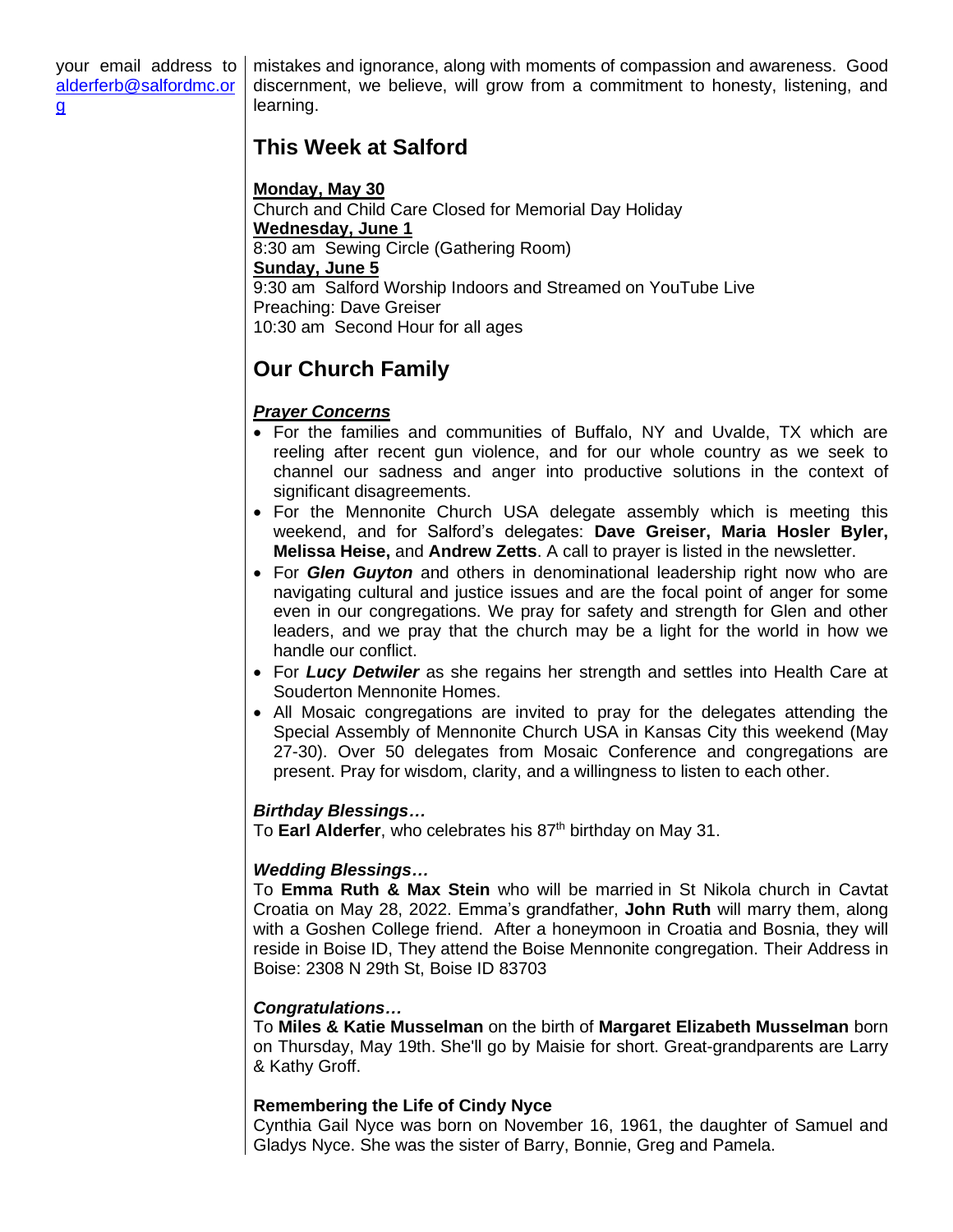your email address to [alderferb@salfordmc.org](mailto:alderferb@salfordmc.org)

mistakes and ignorance, along with moments of compassion and awareness. Good discernment, we believe, will grow from a commitment to honesty, listening, and learning.

## This Week at Salford

**Monday, May 30**
Church and Child Care Closed for Memorial Day Holiday
**Wednesday, June 1**
8:30 am Sewing Circle (Gathering Room)
**Sunday, June 5**
9:30 am Salford Worship Indoors and Streamed on YouTube Live
Preaching: Dave Greiser
10:30 am Second Hour for all ages

## Our Church Family

***Prayer Concerns***

- For the families and communities of Buffalo, NY and Uvalde, TX which are reeling after recent gun violence, and for our whole country as we seek to channel our sadness and anger into productive solutions in the context of significant disagreements.
- For the Mennonite Church USA delegate assembly which is meeting this weekend, and for Salford's delegates: **Dave Greiser, Maria Hosler Byler, Melissa Heise,** and **Andrew Zetts**. A call to prayer is listed in the newsletter.
- For ***Glen Guyton*** and others in denominational leadership right now who are navigating cultural and justice issues and are the focal point of anger for some even in our congregations. We pray for safety and strength for Glen and other leaders, and we pray that the church may be a light for the world in how we handle our conflict.
- For ***Lucy Detwiler*** as she regains her strength and settles into Health Care at Souderton Mennonite Homes.
- All Mosaic congregations are invited to pray for the delegates attending the Special Assembly of Mennonite Church USA in Kansas City this weekend (May 27-30). Over 50 delegates from Mosaic Conference and congregations are present. Pray for wisdom, clarity, and a willingness to listen to each other.

***Birthday Blessings…***
To **Earl Alderfer**, who celebrates his 87th birthday on May 31.

***Wedding Blessings…***
To **Emma Ruth & Max Stein** who will be married in St Nikola church in Cavtat Croatia on May 28, 2022. Emma's grandfather, **John Ruth** will marry them, along with a Goshen College friend. After a honeymoon in Croatia and Bosnia, they will reside in Boise ID, They attend the Boise Mennonite congregation. Their Address in Boise: 2308 N 29th St, Boise ID 83703

***Congratulations…***
To **Miles & Katie Musselman** on the birth of **Margaret Elizabeth Musselman** born on Thursday, May 19th. She'll go by Maisie for short. Great-grandparents are Larry & Kathy Groff.

**Remembering the Life of Cindy Nyce**
Cynthia Gail Nyce was born on November 16, 1961, the daughter of Samuel and Gladys Nyce. She was the sister of Barry, Bonnie, Greg and Pamela.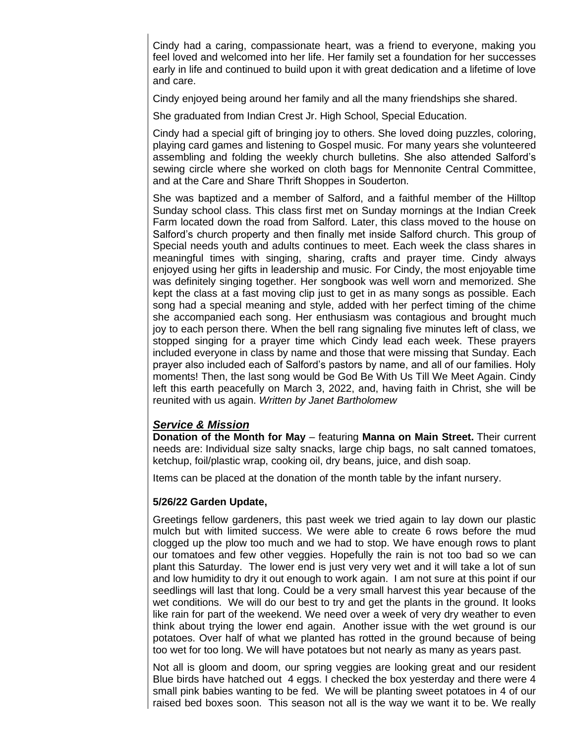Cindy had a caring, compassionate heart, was a friend to everyone, making you feel loved and welcomed into her life. Her family set a foundation for her successes early in life and continued to build upon it with great dedication and a lifetime of love and care.

Cindy enjoyed being around her family and all the many friendships she shared.

She graduated from Indian Crest Jr. High School, Special Education.

Cindy had a special gift of bringing joy to others. She loved doing puzzles, coloring, playing card games and listening to Gospel music. For many years she volunteered assembling and folding the weekly church bulletins. She also attended Salford's sewing circle where she worked on cloth bags for Mennonite Central Committee, and at the Care and Share Thrift Shoppes in Souderton.

She was baptized and a member of Salford, and a faithful member of the Hilltop Sunday school class. This class first met on Sunday mornings at the Indian Creek Farm located down the road from Salford. Later, this class moved to the house on Salford's church property and then finally met inside Salford church. This group of Special needs youth and adults continues to meet. Each week the class shares in meaningful times with singing, sharing, crafts and prayer time. Cindy always enjoyed using her gifts in leadership and music. For Cindy, the most enjoyable time was definitely singing together. Her songbook was well worn and memorized. She kept the class at a fast moving clip just to get in as many songs as possible. Each song had a special meaning and style, added with her perfect timing of the chime she accompanied each song. Her enthusiasm was contagious and brought much joy to each person there. When the bell rang signaling five minutes left of class, we stopped singing for a prayer time which Cindy lead each week. These prayers included everyone in class by name and those that were missing that Sunday. Each prayer also included each of Salford's pastors by name, and all of our families. Holy moments! Then, the last song would be God Be With Us Till We Meet Again. Cindy left this earth peacefully on March 3, 2022, and, having faith in Christ, she will be reunited with us again. *Written by Janet Bartholomew*

## ***Service & Mission***

**Donation of the Month for May** – featuring **Manna on Main Street.** Their current needs are: Individual size salty snacks, large chip bags, no salt canned tomatoes, ketchup, foil/plastic wrap, cooking oil, dry beans, juice, and dish soap.

Items can be placed at the donation of the month table by the infant nursery.

**5/26/22 Garden Update,**

Greetings fellow gardeners, this past week we tried again to lay down our plastic mulch but with limited success. We were able to create 6 rows before the mud clogged up the plow too much and we had to stop. We have enough rows to plant our tomatoes and few other veggies. Hopefully the rain is not too bad so we can plant this Saturday. The lower end is just very very wet and it will take a lot of sun and low humidity to dry it out enough to work again. I am not sure at this point if our seedlings will last that long. Could be a very small harvest this year because of the wet conditions. We will do our best to try and get the plants in the ground. It looks like rain for part of the weekend. We need over a week of very dry weather to even think about trying the lower end again. Another issue with the wet ground is our potatoes. Over half of what we planted has rotted in the ground because of being too wet for too long. We will have potatoes but not nearly as many as years past.

Not all is gloom and doom, our spring veggies are looking great and our resident Blue birds have hatched out 4 eggs. I checked the box yesterday and there were 4 small pink babies wanting to be fed. We will be planting sweet potatoes in 4 of our raised bed boxes soon. This season not all is the way we want it to be. We really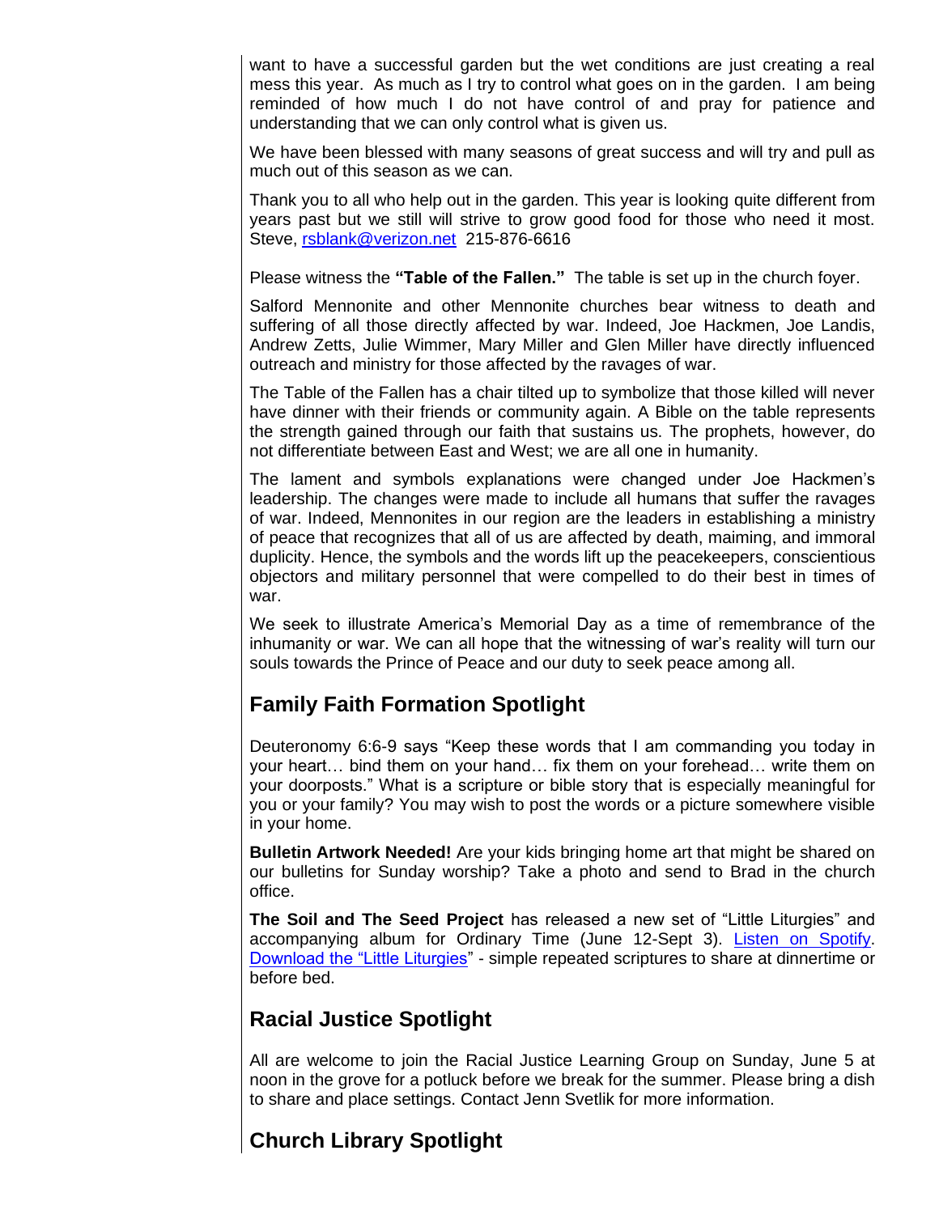want to have a successful garden but the wet conditions are just creating a real mess this year. As much as I try to control what goes on in the garden. I am being reminded of how much I do not have control of and pray for patience and understanding that we can only control what is given us.

We have been blessed with many seasons of great success and will try and pull as much out of this season as we can.

Thank you to all who help out in the garden. This year is looking quite different from years past but we still will strive to grow good food for those who need it most. Steve, rsblank@verizon.net 215-876-6616

Please witness the **"Table of the Fallen."** The table is set up in the church foyer.

Salford Mennonite and other Mennonite churches bear witness to death and suffering of all those directly affected by war. Indeed, Joe Hackmen, Joe Landis, Andrew Zetts, Julie Wimmer, Mary Miller and Glen Miller have directly influenced outreach and ministry for those affected by the ravages of war.

The Table of the Fallen has a chair tilted up to symbolize that those killed will never have dinner with their friends or community again. A Bible on the table represents the strength gained through our faith that sustains us. The prophets, however, do not differentiate between East and West; we are all one in humanity.

The lament and symbols explanations were changed under Joe Hackmen's leadership. The changes were made to include all humans that suffer the ravages of war. Indeed, Mennonites in our region are the leaders in establishing a ministry of peace that recognizes that all of us are affected by death, maiming, and immoral duplicity. Hence, the symbols and the words lift up the peacekeepers, conscientious objectors and military personnel that were compelled to do their best in times of war.

We seek to illustrate America's Memorial Day as a time of remembrance of the inhumanity or war. We can all hope that the witnessing of war's reality will turn our souls towards the Prince of Peace and our duty to seek peace among all.

## Family Faith Formation Spotlight

Deuteronomy 6:6-9 says "Keep these words that I am commanding you today in your heart… bind them on your hand… fix them on your forehead… write them on your doorposts." What is a scripture or bible story that is especially meaningful for you or your family? You may wish to post the words or a picture somewhere visible in your home.

**Bulletin Artwork Needed!** Are your kids bringing home art that might be shared on our bulletins for Sunday worship? Take a photo and send to Brad in the church office.

**The Soil and The Seed Project** has released a new set of "Little Liturgies" and accompanying album for Ordinary Time (June 12-Sept 3). Listen on Spotify. Download the "Little Liturgies" - simple repeated scriptures to share at dinnertime or before bed.

## Racial Justice Spotlight

All are welcome to join the Racial Justice Learning Group on Sunday, June 5 at noon in the grove for a potluck before we break for the summer. Please bring a dish to share and place settings. Contact Jenn Svetlik for more information.

## Church Library Spotlight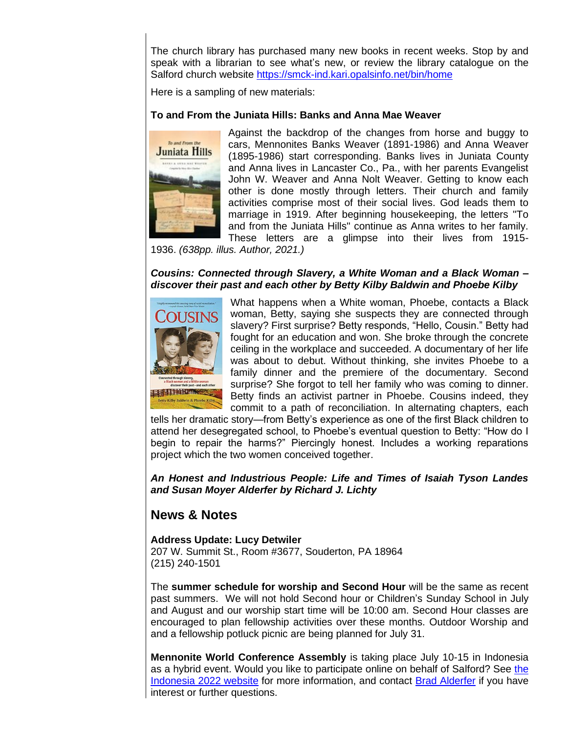The church library has purchased many new books in recent weeks. Stop by and speak with a librarian to see what's new, or review the library catalogue on the Salford church website [https://smck-ind.kari.opalsinfo.net/bin/home](https://smck-ind.kari.opalsinfo.net/bin/home)

Here is a sampling of new materials:

**To and From the Juniata Hills: Banks and Anna Mae Weaver**

Against the backdrop of the changes from horse and buggy to cars, Mennonites Banks Weaver (1891-1986) and Anna Weaver (1895-1986) start corresponding. Banks lives in Juniata County and Anna lives in Lancaster Co., Pa., with her parents Evangelist John W. Weaver and Anna Nolt Weaver. Getting to know each other is done mostly through letters. Their church and family activities comprise most of their social lives. God leads them to marriage in 1919. After beginning housekeeping, the letters "To and from the Juniata Hills" continue as Anna writes to her family. These letters are a glimpse into their lives from 1915-1936. *(638pp. illus. Author, 2021.)*

***Cousins: Connected through Slavery, a White Woman and a Black Woman – discover their past and each other by Betty Kilby Baldwin and Phoebe Kilby***

What happens when a White woman, Phoebe, contacts a Black woman, Betty, saying she suspects they are connected through slavery? First surprise? Betty responds, "Hello, Cousin." Betty had fought for an education and won. She broke through the concrete ceiling in the workplace and succeeded. A documentary of her life was about to debut. Without thinking, she invites Phoebe to a family dinner and the premiere of the documentary. Second surprise? She forgot to tell her family who was coming to dinner. Betty finds an activist partner in Phoebe. Cousins indeed, they commit to a path of reconciliation. In alternating chapters, each tells her dramatic story—from Betty's experience as one of the first Black children to attend her desegregated school, to Phoebe's eventual question to Betty: "How do I begin to repair the harms?" Piercingly honest. Includes a working reparations project which the two women conceived together.

***An Honest and Industrious People: Life and Times of Isaiah Tyson Landes and Susan Moyer Alderfer by Richard J. Lichty***

## News & Notes

**Address Update: Lucy Detwiler**
207 W. Summit St., Room #3677, Souderton, PA 18964
(215) 240-1501

The **summer schedule for worship and Second Hour** will be the same as recent past summers. We will not hold Second hour or Children's Sunday School in July and August and our worship start time will be 10:00 am. Second Hour classes are encouraged to plan fellowship activities over these months. Outdoor Worship and and a fellowship potluck picnic are being planned for July 31.

**Mennonite World Conference Assembly** is taking place July 10-15 in Indonesia as a hybrid event. Would you like to participate online on behalf of Salford? See the Indonesia 2022 website for more information, and contact Brad Alderfer if you have interest or further questions.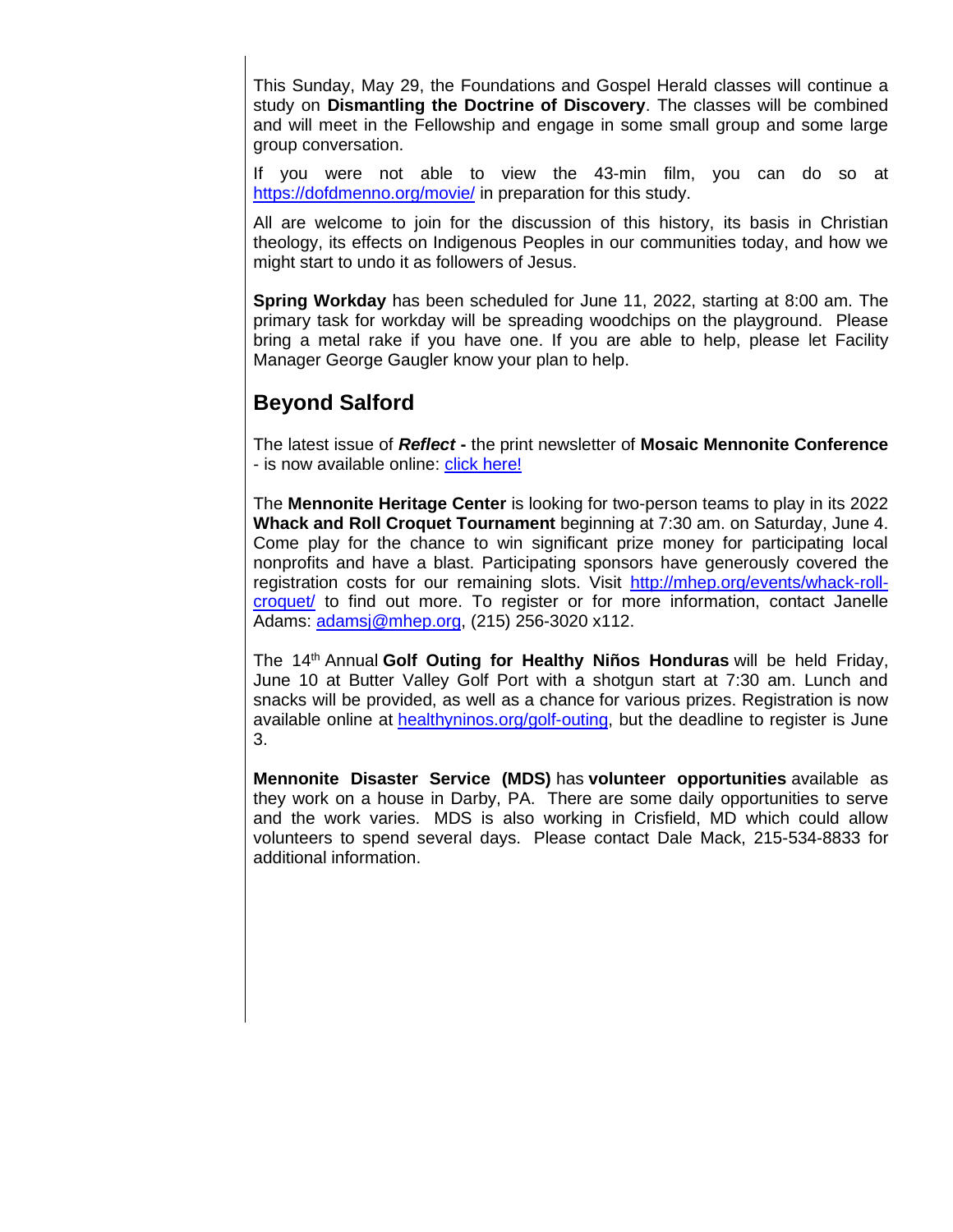This Sunday, May 29, the Foundations and Gospel Herald classes will continue a study on **Dismantling the Doctrine of Discovery**. The classes will be combined and will meet in the Fellowship and engage in some small group and some large group conversation.

If you were not able to view the 43-min film, you can do so at https://dofdmenno.org/movie/ in preparation for this study.

All are welcome to join for the discussion of this history, its basis in Christian theology, its effects on Indigenous Peoples in our communities today, and how we might start to undo it as followers of Jesus.

**Spring Workday** has been scheduled for June 11, 2022, starting at 8:00 am. The primary task for workday will be spreading woodchips on the playground. Please bring a metal rake if you have one. If you are able to help, please let Facility Manager George Gaugler know your plan to help.

## Beyond Salford

The latest issue of ***Reflect*** **-** the print newsletter of **Mosaic Mennonite Conference** - is now available online: click here!

The **Mennonite Heritage Center** is looking for two-person teams to play in its 2022 **Whack and Roll Croquet Tournament** beginning at 7:30 am. on Saturday, June 4. Come play for the chance to win significant prize money for participating local nonprofits and have a blast. Participating sponsors have generously covered the registration costs for our remaining slots. Visit http://mhep.org/events/whack-roll-croquet/ to find out more. To register or for more information, contact Janelle Adams: adamsj@mhep.org, (215) 256-3020 x112.

The 14th Annual **Golf Outing for Healthy Niños Honduras** will be held Friday, June 10 at Butter Valley Golf Port with a shotgun start at 7:30 am. Lunch and snacks will be provided, as well as a chance for various prizes. Registration is now available online at healthyninos.org/golf-outing, but the deadline to register is June 3.

**Mennonite Disaster Service (MDS)** has **volunteer opportunities** available as they work on a house in Darby, PA. There are some daily opportunities to serve and the work varies. MDS is also working in Crisfield, MD which could allow volunteers to spend several days. Please contact Dale Mack, 215-534-8833 for additional information.